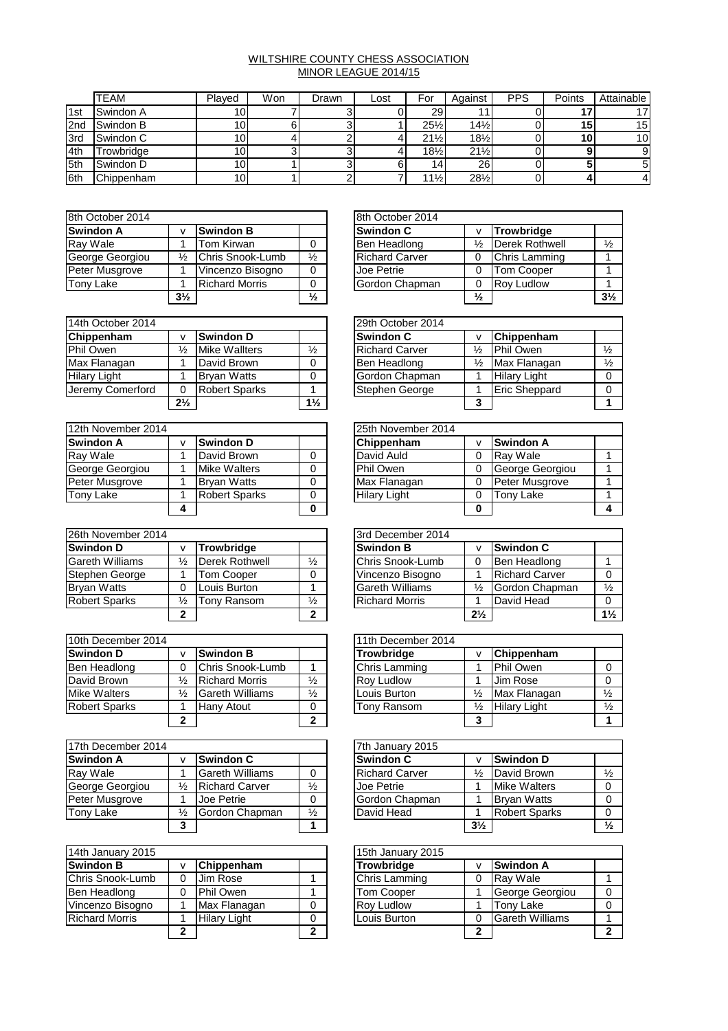# WILTSHIRE COUNTY CHESS ASSOCIATION
## MINOR LEAGUE 2014/15

| | TEAM | Played | Won | Drawn | Lost | For | Against | PPS | Points | Attainable |
|---|---|---|---|---|---|---|---|---|---|---|
| 1st | Swindon A | 10 | 7 | 3 | 0 | 29 | 11 | 0 | 17 | 17 |
| 2nd | Swindon B | 10 | 6 | 3 | 1 | 25½ | 14½ | 0 | 15 | 15 |
| 3rd | Swindon C | 10 | 4 | 2 | 4 | 21½ | 18½ | 0 | 10 | 10 |
| 4th | Trowbridge | 10 | 3 | 3 | 4 | 18½ | 21½ | 0 | 9 | 9 |
| 5th | Swindon D | 10 | 1 | 3 | 6 | 14 | 26 | 0 | 5 | 5 |
| 6th | Chippenham | 10 | 1 | 2 | 7 | 11½ | 28½ | 0 | 4 | 4 |

| 8th October 2014 | | | |
|---|---|---|---|
| **Swindon A** | v | **Swindon B** | |
| Ray Wale | 1 | Tom Kirwan | 0 |
| George Georgiou | ½ | Chris Snook-Lumb | ½ |
| Peter Musgrove | 1 | Vincenzo Bisogno | 0 |
| Tony Lake | 1 | Richard Morris | 0 |
| | **3½** | | **½** |

| 8th October 2014 | | | |
|---|---|---|---|
| **Swindon C** | v | **Trowbridge** | |
| Ben Headlong | ½ | Derek Rothwell | ½ |
| Richard Carver | 0 | Chris Lamming | 1 |
| Joe Petrie | 0 | Tom Cooper | 1 |
| Gordon Chapman | 0 | Roy Ludlow | 1 |
| | **½** | | **3½** |

| 14th October 2014 | | | |
|---|---|---|---|
| **Chippenham** | v | **Swindon D** | |
| Phil Owen | ½ | Mike Wallters | ½ |
| Max Flanagan | 1 | David Brown | 0 |
| Hilary Light | 1 | Bryan Watts | 0 |
| Jeremy Comerford | 0 | Robert Sparks | 1 |
| | **2½** | | **1½** |

| 29th October 2014 | | | |
|---|---|---|---|
| **Swindon C** | v | **Chippenham** | |
| Richard Carver | ½ | Phil Owen | ½ |
| Ben Headlong | ½ | Max Flanagan | ½ |
| Gordon Chapman | 1 | Hilary Light | 0 |
| Stephen George | 1 | Eric Sheppard | 0 |
| | **3** | | **1** |

| 12th November 2014 | | | |
|---|---|---|---|
| **Swindon A** | v | **Swindon D** | |
| Ray Wale | 1 | David Brown | 0 |
| George Georgiou | 1 | Mike Walters | 0 |
| Peter Musgrove | 1 | Bryan Watts | 0 |
| Tony Lake | 1 | Robert Sparks | 0 |
| | **4** | | **0** |

| 25th November 2014 | | | |
|---|---|---|---|
| **Chippenham** | v | **Swindon A** | |
| David Auld | 0 | Ray Wale | 1 |
| Phil Owen | 0 | George Georgiou | 1 |
| Max Flanagan | 0 | Peter Musgrove | 1 |
| Hilary Light | 0 | Tony Lake | 1 |
| | **0** | | **4** |

| 26th November 2014 | | | |
|---|---|---|---|
| **Swindon D** | v | **Trowbridge** | |
| Gareth Williams | ½ | Derek Rothwell | ½ |
| Stephen George | 1 | Tom Cooper | 0 |
| Bryan Watts | 0 | Louis Burton | 1 |
| Robert Sparks | ½ | Tony Ransom | ½ |
| | **2** | | **2** |

| 3rd December 2014 | | | |
|---|---|---|---|
| **Swindon B** | v | **Swindon C** | |
| Chris Snook-Lumb | 0 | Ben Headlong | 1 |
| Vincenzo Bisogno | 1 | Richard Carver | 0 |
| Gareth Williams | ½ | Gordon Chapman | ½ |
| Richard Morris | 1 | David Head | 0 |
| | **2½** | | **1½** |

| 10th December 2014 | | | |
|---|---|---|---|
| **Swindon D** | v | **Swindon B** | |
| Ben Headlong | 0 | Chris Snook-Lumb | 1 |
| David Brown | ½ | Richard Morris | ½ |
| Mike Walters | ½ | Gareth Williams | ½ |
| Robert Sparks | 1 | Hany Atout | 0 |
| | **2** | | **2** |

| 11th December 2014 | | | |
|---|---|---|---|
| **Trowbridge** | v | **Chippenham** | |
| Chris Lamming | 1 | Phil Owen | 0 |
| Roy Ludlow | 1 | Jim Rose | 0 |
| Louis Burton | ½ | Max Flanagan | ½ |
| Tony Ransom | ½ | Hilary Light | ½ |
| | **3** | | **1** |

| 17th December 2014 | | | |
|---|---|---|---|
| **Swindon A** | v | **Swindon C** | |
| Ray Wale | 1 | Gareth Williams | 0 |
| George Georgiou | ½ | Richard Carver | ½ |
| Peter Musgrove | 1 | Joe Petrie | 0 |
| Tony Lake | ½ | Gordon Chapman | ½ |
| | **3** | | **1** |

| 7th January 2015 | | | |
|---|---|---|---|
| **Swindon C** | v | **Swindon D** | |
| Richard Carver | ½ | David Brown | ½ |
| Joe Petrie | 1 | Mike Walters | 0 |
| Gordon Chapman | 1 | Bryan Watts | 0 |
| David Head | 1 | Robert Sparks | 0 |
| | **3½** | | **½** |

| 14th January 2015 | | | |
|---|---|---|---|
| **Swindon B** | v | **Chippenham** | |
| Chris Snook-Lumb | 0 | Jim Rose | 1 |
| Ben Headlong | 0 | Phil Owen | 1 |
| Vincenzo Bisogno | 1 | Max Flanagan | 0 |
| Richard Morris | 1 | Hilary Light | 0 |
| | **2** | | **2** |

| 15th January 2015 | | | |
|---|---|---|---|
| **Trowbridge** | v | **Swindon A** | |
| Chris Lamming | 0 | Ray Wale | 1 |
| Tom Cooper | 1 | George Georgiou | 0 |
| Roy Ludlow | 1 | Tony Lake | 0 |
| Louis Burton | 0 | Gareth Williams | 1 |
| | **2** | | **2** |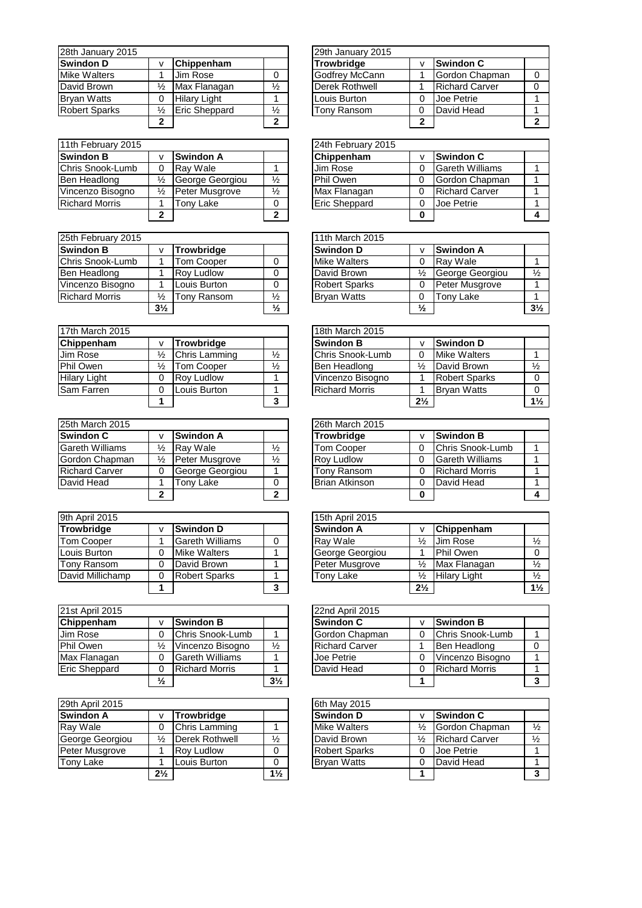| 28th January 2015 | | | |
|---|---|---|---|
| **Swindon D** | v | **Chippenham** | |
| Mike Walters | 1 | Jim Rose | 0 |
| David Brown | ½ | Max Flanagan | ½ |
| Bryan Watts | 0 | Hilary Light | 1 |
| Robert Sparks | ½ | Eric Sheppard | ½ |
| | **2** | | **2** |

| 29th January 2015 | | | |
|---|---|---|---|
| **Trowbridge** | v | **Swindon C** | |
| Godfrey McCann | 1 | Gordon Chapman | 0 |
| Derek Rothwell | 1 | Richard Carver | 0 |
| Louis Burton | 0 | Joe Petrie | 1 |
| Tony Ransom | 0 | David Head | 1 |
| | **2** | | **2** |

| 11th February 2015 | | | |
|---|---|---|---|
| **Swindon B** | v | **Swindon A** | |
| Chris Snook-Lumb | 0 | Ray Wale | 1 |
| Ben Headlong | ½ | George Georgiou | ½ |
| Vincenzo Bisogno | ½ | Peter Musgrove | ½ |
| Richard Morris | 1 | Tony Lake | 0 |
| | **2** | | **2** |

| 24th February 2015 | | | |
|---|---|---|---|
| **Chippenham** | v | **Swindon C** | |
| Jim Rose | 0 | Gareth Williams | 1 |
| Phil Owen | 0 | Gordon Chapman | 1 |
| Max Flanagan | 0 | Richard Carver | 1 |
| Eric Sheppard | 0 | Joe Petrie | 1 |
| | **0** | | **4** |

| 25th February 2015 | | | |
|---|---|---|---|
| **Swindon B** | v | **Trowbridge** | |
| Chris Snook-Lumb | 1 | Tom Cooper | 0 |
| Ben Headlong | 1 | Roy Ludlow | 0 |
| Vincenzo Bisogno | 1 | Louis Burton | 0 |
| Richard Morris | ½ | Tony Ransom | ½ |
| | **3½** | | **½** |

| 11th March 2015 | | | |
|---|---|---|---|
| **Swindon D** | v | **Swindon A** | |
| Mike Walters | 0 | Ray Wale | 1 |
| David Brown | ½ | George Georgiou | ½ |
| Robert Sparks | 0 | Peter Musgrove | 1 |
| Bryan Watts | 0 | Tony Lake | 1 |
| | **½** | | **3½** |

| 17th March 2015 | | | |
|---|---|---|---|
| **Chippenham** | v | **Trowbridge** | |
| Jim Rose | ½ | Chris Lamming | ½ |
| Phil Owen | ½ | Tom Cooper | ½ |
| Hilary Light | 0 | Roy Ludlow | 1 |
| Sam Farren | 0 | Louis Burton | 1 |
| | **1** | | **3** |

| 18th March 2015 | | | |
|---|---|---|---|
| **Swindon B** | v | **Swindon D** | |
| Chris Snook-Lumb | 0 | Mike Walters | 1 |
| Ben Headlong | ½ | David Brown | ½ |
| Vincenzo Bisogno | 1 | Robert Sparks | 0 |
| Richard Morris | 1 | Bryan Watts | 0 |
| | **2½** | | **1½** |

| 25th March 2015 | | | |
|---|---|---|---|
| **Swindon C** | v | **Swindon A** | |
| Gareth Williams | ½ | Ray Wale | ½ |
| Gordon Chapman | ½ | Peter Musgrove | ½ |
| Richard Carver | 0 | George Georgiou | 1 |
| David Head | 1 | Tony Lake | 0 |
| | **2** | | **2** |

| 26th March 2015 | | | |
|---|---|---|---|
| **Trowbridge** | v | **Swindon B** | |
| Tom Cooper | 0 | Chris Snook-Lumb | 1 |
| Roy Ludlow | 0 | Gareth Williams | 1 |
| Tony Ransom | 0 | Richard Morris | 1 |
| Brian Atkinson | 0 | David Head | 1 |
| | **0** | | **4** |

| 9th April 2015 | | | |
|---|---|---|---|
| **Trowbridge** | v | **Swindon D** | |
| Tom Cooper | 1 | Gareth Williams | 0 |
| Louis Burton | 0 | Mike Walters | 1 |
| Tony Ransom | 0 | David Brown | 1 |
| David Millichamp | 0 | Robert Sparks | 1 |
| | **1** | | **3** |

| 15th April 2015 | | | |
|---|---|---|---|
| **Swindon A** | v | **Chippenham** | |
| Ray Wale | ½ | Jim Rose | ½ |
| George Georgiou | 1 | Phil Owen | 0 |
| Peter Musgrove | ½ | Max Flanagan | ½ |
| Tony Lake | ½ | Hilary Light | ½ |
| | **2½** | | **1½** |

| 21st April 2015 | | | |
|---|---|---|---|
| **Chippenham** | v | **Swindon B** | |
| Jim Rose | 0 | Chris Snook-Lumb | 1 |
| Phil Owen | ½ | Vincenzo Bisogno | ½ |
| Max Flanagan | 0 | Gareth Williams | 1 |
| Eric Sheppard | 0 | Richard Morris | 1 |
| | **½** | | **3½** |

| 22nd April 2015 | | | |
|---|---|---|---|
| **Swindon C** | v | **Swindon B** | |
| Gordon Chapman | 0 | Chris Snook-Lumb | 1 |
| Richard Carver | 1 | Ben Headlong | 0 |
| Joe Petrie | 0 | Vincenzo Bisogno | 1 |
| David Head | 0 | Richard Morris | 1 |
| | **1** | | **3** |

| 29th April 2015 | | | |
|---|---|---|---|
| **Swindon A** | v | **Trowbridge** | |
| Ray Wale | 0 | Chris Lamming | 1 |
| George Georgiou | ½ | Derek Rothwell | ½ |
| Peter Musgrove | 1 | Roy Ludlow | 0 |
| Tony Lake | 1 | Louis Burton | 0 |
| | **2½** | | **1½** |

| 6th May 2015 | | | |
|---|---|---|---|
| **Swindon D** | v | **Swindon C** | |
| Mike Walters | ½ | Gordon Chapman | ½ |
| David Brown | ½ | Richard Carver | ½ |
| Robert Sparks | 0 | Joe Petrie | 1 |
| Bryan Watts | 0 | David Head | 1 |
| | **1** | | **3** |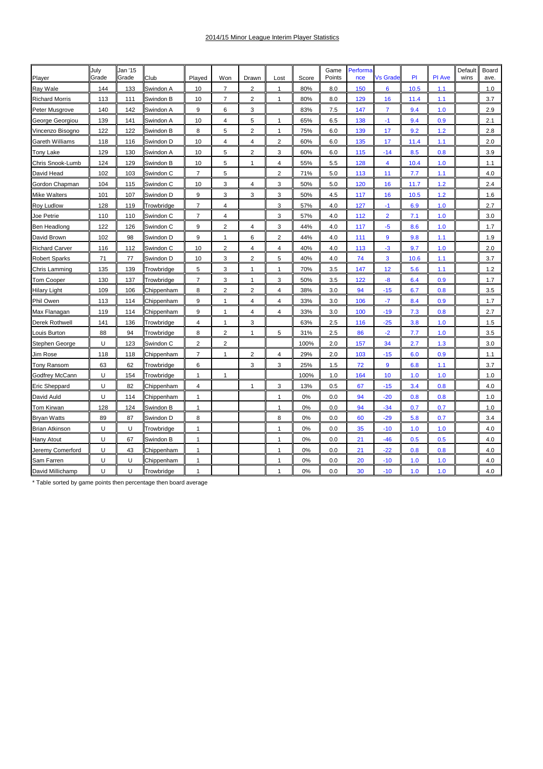2014/15 Minor League Interim Player Statistics

| Player | July Grade | Jan '15 Grade | Club | Played | Won | Drawn | Lost | Score | Game Points | Performance | Vs Grade | PI | PI Ave | Default wins | Board ave. |
|---|---|---|---|---|---|---|---|---|---|---|---|---|---|---|---|
| Ray Wale | 144 | 133 | Swindon A | 10 | 7 | 2 | 1 | 80% | 8.0 | 150 | 6 | 10.5 | 1.1 | | 1.0 |
| Richard Morris | 113 | 111 | Swindon B | 10 | 7 | 2 | 1 | 80% | 8.0 | 129 | 16 | 11.4 | 1.1 | | 3.7 |
| Peter Musgrove | 140 | 142 | Swindon A | 9 | 6 | 3 | | 83% | 7.5 | 147 | 7 | 9.4 | 1.0 | | 2.9 |
| George Georgiou | 139 | 141 | Swindon A | 10 | 4 | 5 | 1 | 65% | 6.5 | 138 | -1 | 9.4 | 0.9 | | 2.1 |
| Vincenzo Bisogno | 122 | 122 | Swindon B | 8 | 5 | 2 | 1 | 75% | 6.0 | 139 | 17 | 9.2 | 1.2 | | 2.8 |
| Gareth Williams | 118 | 116 | Swindon D | 10 | 4 | 4 | 2 | 60% | 6.0 | 135 | 17 | 11.4 | 1.1 | | 2.0 |
| Tony Lake | 129 | 130 | Swindon A | 10 | 5 | 2 | 3 | 60% | 6.0 | 115 | -14 | 8.5 | 0.8 | | 3.9 |
| Chris Snook-Lumb | 124 | 129 | Swindon B | 10 | 5 | 1 | 4 | 55% | 5.5 | 128 | 4 | 10.4 | 1.0 | | 1.1 |
| David Head | 102 | 103 | Swindon C | 7 | 5 | | 2 | 71% | 5.0 | 113 | 11 | 7.7 | 1.1 | | 4.0 |
| Gordon Chapman | 104 | 115 | Swindon C | 10 | 3 | 4 | 3 | 50% | 5.0 | 120 | 16 | 11.7 | 1.2 | | 2.4 |
| Mike Walters | 101 | 107 | Swindon D | 9 | 3 | 3 | 3 | 50% | 4.5 | 117 | 16 | 10.5 | 1.2 | | 1.6 |
| Roy Ludlow | 128 | 119 | Trowbridge | 7 | 4 | | 3 | 57% | 4.0 | 127 | -1 | 6.9 | 1.0 | | 2.7 |
| Joe Petrie | 110 | 110 | Swindon C | 7 | 4 | | 3 | 57% | 4.0 | 112 | 2 | 7.1 | 1.0 | | 3.0 |
| Ben Headlong | 122 | 126 | Swindon C | 9 | 2 | 4 | 3 | 44% | 4.0 | 117 | -5 | 8.6 | 1.0 | | 1.7 |
| David Brown | 102 | 98 | Swindon D | 9 | 1 | 6 | 2 | 44% | 4.0 | 111 | 9 | 9.8 | 1.1 | | 1.9 |
| Richard Carver | 116 | 112 | Swindon C | 10 | 2 | 4 | 4 | 40% | 4.0 | 113 | -3 | 9.7 | 1.0 | | 2.0 |
| Robert Sparks | 71 | 77 | Swindon D | 10 | 3 | 2 | 5 | 40% | 4.0 | 74 | 3 | 10.6 | 1.1 | | 3.7 |
| Chris Lamming | 135 | 139 | Trowbridge | 5 | 3 | 1 | 1 | 70% | 3.5 | 147 | 12 | 5.6 | 1.1 | | 1.2 |
| Tom Cooper | 130 | 137 | Trowbridge | 7 | 3 | 1 | 3 | 50% | 3.5 | 122 | -8 | 6.4 | 0.9 | | 1.7 |
| Hilary Light | 109 | 106 | Chippenham | 8 | 2 | 2 | 4 | 38% | 3.0 | 94 | -15 | 6.7 | 0.8 | | 3.5 |
| Phil Owen | 113 | 114 | Chippenham | 9 | 1 | 4 | 4 | 33% | 3.0 | 106 | -7 | 8.4 | 0.9 | | 1.7 |
| Max Flanagan | 119 | 114 | Chippenham | 9 | 1 | 4 | 4 | 33% | 3.0 | 100 | -19 | 7.3 | 0.8 | | 2.7 |
| Derek Rothwell | 141 | 136 | Trowbridge | 4 | 1 | 3 | | 63% | 2.5 | 116 | -25 | 3.8 | 1.0 | | 1.5 |
| Louis Burton | 88 | 94 | Trowbridge | 8 | 2 | 1 | 5 | 31% | 2.5 | 86 | -2 | 7.7 | 1.0 | | 3.5 |
| Stephen George | U | 123 | Swindon C | 2 | 2 | | | 100% | 2.0 | 157 | 34 | 2.7 | 1.3 | | 3.0 |
| Jim Rose | 118 | 118 | Chippenham | 7 | 1 | 2 | 4 | 29% | 2.0 | 103 | -15 | 6.0 | 0.9 | | 1.1 |
| Tony Ransom | 63 | 62 | Trowbridge | 6 | | 3 | 3 | 25% | 1.5 | 72 | 9 | 6.8 | 1.1 | | 3.7 |
| Godfrey McCann | U | 154 | Trowbridge | 1 | 1 | | | 100% | 1.0 | 164 | 10 | 1.0 | 1.0 | | 1.0 |
| Eric Sheppard | U | 82 | Chippenham | 4 | | 1 | 3 | 13% | 0.5 | 67 | -15 | 3.4 | 0.8 | | 4.0 |
| David Auld | U | 114 | Chippenham | 1 | | | 1 | 0% | 0.0 | 94 | -20 | 0.8 | 0.8 | | 1.0 |
| Tom Kirwan | 128 | 124 | Swindon B | 1 | | | 1 | 0% | 0.0 | 94 | -34 | 0.7 | 0.7 | | 1.0 |
| Bryan Watts | 89 | 87 | Swindon D | 8 | | | 8 | 0% | 0.0 | 60 | -29 | 5.8 | 0.7 | | 3.4 |
| Brian Atkinson | U | U | Trowbridge | 1 | | | 1 | 0% | 0.0 | 35 | -10 | 1.0 | 1.0 | | 4.0 |
| Hany Atout | U | 67 | Swindon B | 1 | | | 1 | 0% | 0.0 | 21 | -46 | 0.5 | 0.5 | | 4.0 |
| Jeremy Comerford | U | 43 | Chippenham | 1 | | | 1 | 0% | 0.0 | 21 | -22 | 0.8 | 0.8 | | 4.0 |
| Sam Farren | U | U | Chippenham | 1 | | | 1 | 0% | 0.0 | 20 | -10 | 1.0 | 1.0 | | 4.0 |
| David Millichamp | U | U | Trowbridge | 1 | | | 1 | 0% | 0.0 | 30 | -10 | 1.0 | 1.0 | | 4.0 |

* Table sorted by game points then percentage then board average